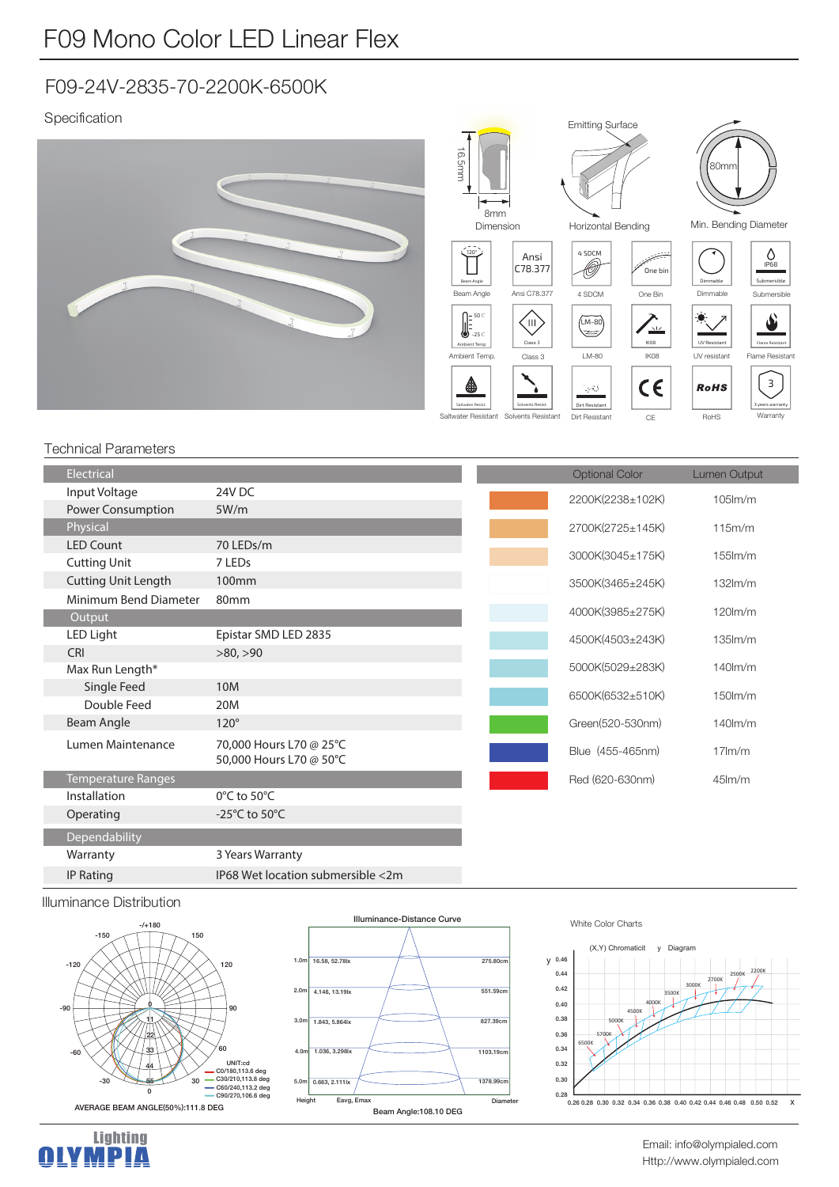# F09 Mono Color LED Linear Flex

## F09-24V-2835-70-2200K-6500K

Specification

16.5mm

8mm

Dimension

Emitting Surface

Horizontal Bending

80mm

Min. Bending Diameter

Beam Angle | Ansi C78.377 | 4 SDCM | One Bin | Dimmable | Submersible

Ambient Temp. | Class 3 | LM-80 | IK08 | UV resistant | Flame Resistant

Saltwater Resistant | Solvents Resistant | Dirt Resistant | CE | RoHS | Warranty

## Technical Parameters

| Electrical | |
|---|---|
| Input Voltage | 24V DC |
| Power Consumption | 5W/m |
| **Physical** | |
| LED Count | 70 LEDs/m |
| Cutting Unit | 7 LEDs |
| Cutting Unit Length | 100mm |
| Minimum Bend Diameter | 80mm |
| **Output** | |
| LED Light | Epistar SMD LED 2835 |
| CRI | >80, >90 |
| Max Run Length* | |
| Single Feed | 10M |
| Double Feed | 20M |
| Beam Angle | 120° |
| Lumen Maintenance | 70,000 Hours L70 @ 25°C<br>50,000 Hours L70 @ 50°C |
| **Temperature Ranges** | |
| Installation | 0°C to 50°C |
| Operating | -25°C to 50°C |
| **Dependability** | |
| Warranty | 3 Years Warranty |
| IP Rating | IP68 Wet location submersible <2m |

| Optional Color | Lumen Output |
|---|---|
| 2200K(2238±102K) | 105lm/m |
| 2700K(2725±145K) | 115m/m |
| 3000K(3045±175K) | 155lm/m |
| 3500K(3465±245K) | 132lm/m |
| 4000K(3985±275K) | 120lm/m |
| 4500K(4503±243K) | 135lm/m |
| 5000K(5029±283K) | 140lm/m |
| 6500K(6532±510K) | 150lm/m |
| Green(520-530nm) | 140lm/m |
| Blue (455-465nm) | 17lm/m |
| Red (620-630nm) | 45lm/m |

## Illuminance Distribution

UNIT:cd
C0/180,113.6 deg
C30/210,113.8 deg
C60/240,113.2 deg
C90/270,106.6 deg

AVERAGE BEAM ANGLE(50%):111.8 DEG

**Illuminance-Distance Curve**

| Height | Eavg, Emax | Diameter |
|---|---|---|
| 1.0m | 16.58, 52.78lx | 275.80cm |
| 2.0m | 4.146, 13.19lx | 551.59cm |
| 3.0m | 1.843, 5.864lx | 827.39cm |
| 4.0m | 1.036, 3.298lx | 1103.19cm |
| 5.0m | 0.663, 2.111lx | 1378.99cm |

Beam Angle:108.10 DEG

White Color Charts

(X,Y) Chromaticit y Diagram

Email: info@olympialed.com
Http://www.olympialed.com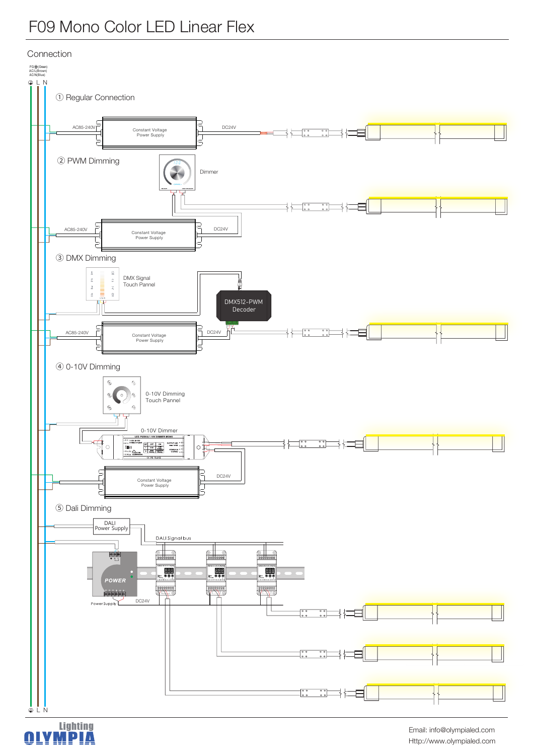# F09 Mono Color LED Linear Flex

## Connection

FG⏚(Green)
AC/L(Brown)
AC/N(Blue)

⏚ L N

① Regular Connection

AC85-240V

Constant Voltage
Power Supply

DC24V

② PWM Dimming

Dimmer

AC85-240V

Constant Voltage
Power Supply

DC24V

③ DMX Dimming

DMX Signal
Touch Pannel

DMX512-PWM
Decoder

AC85-240V

Constant Voltage
Power Supply

DC24V

④ 0-10V Dimming

0-10V Dimming
Touch Pannel

0-10V Dimmer

Constant Voltage
Power Supply

DC24V

⑤ Dali Dimming

DALI
Power Supply

DALI Signal bus

POWER

Power Supply

DC24V

⏚ L N

Email: info@olympialed.com
Http://www.olympialed.com